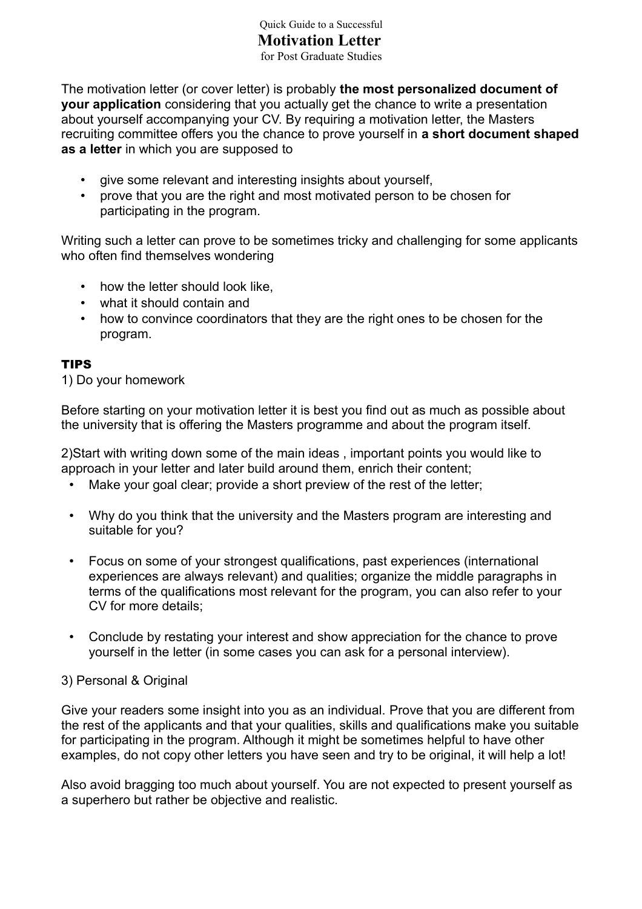Quick Guide to a Successful

# Motivation Letter

for Post Graduate Studies

The motivation letter (or cover letter) is probably **the most personalized document of your application** considering that you actually get the chance to write a presentation about yourself accompanying your CV. By requiring a motivation letter, the Masters recruiting committee offers you the chance to prove yourself in **a short document shaped as a letter** in which you are supposed to

- give some relevant and interesting insights about yourself,
- prove that you are the right and most motivated person to be chosen for participating in the program.

Writing such a letter can prove to be sometimes tricky and challenging for some applicants who often find themselves wondering

- how the letter should look like,
- what it should contain and
- how to convince coordinators that they are the right ones to be chosen for the program.

## TIPS

1) Do your homework

Before starting on your motivation letter it is best you find out as much as possible about the university that is offering the Masters programme and about the program itself.

2)Start with writing down some of the main ideas , important points you would like to approach in your letter and later build around them, enrich their content;

- Make your goal clear; provide a short preview of the rest of the letter;
- Why do you think that the university and the Masters program are interesting and suitable for you?
- Focus on some of your strongest qualifications, past experiences (international experiences are always relevant) and qualities; organize the middle paragraphs in terms of the qualifications most relevant for the program, you can also refer to your CV for more details;
- Conclude by restating your interest and show appreciation for the chance to prove yourself in the letter (in some cases you can ask for a personal interview).

3) Personal & Original

Give your readers some insight into you as an individual. Prove that you are different from the rest of the applicants and that your qualities, skills and qualifications make you suitable for participating in the program. Although it might be sometimes helpful to have other examples, do not copy other letters you have seen and try to be original, it will help a lot!

Also avoid bragging too much about yourself. You are not expected to present yourself as a superhero but rather be objective and realistic.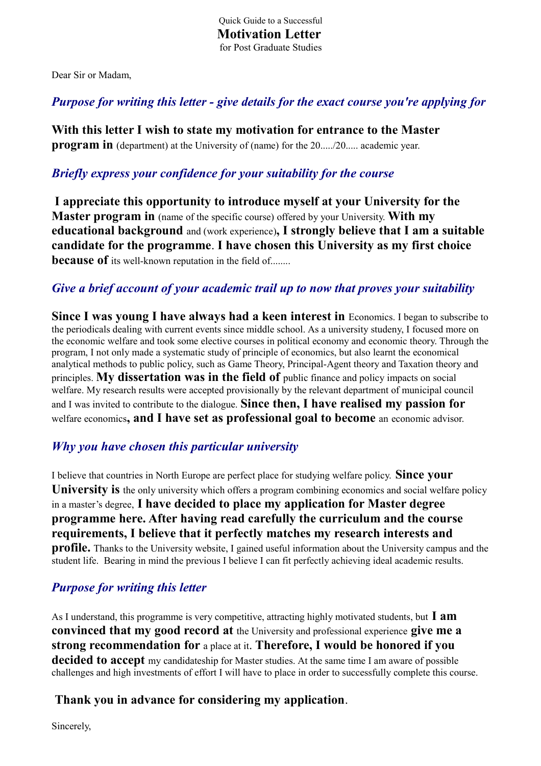Quick Guide to a Successful

# Motivation Letter

for Post Graduate Studies

Dear Sir or Madam,

*Purpose for writing this letter - give details for the exact course you're applying for*

**With this letter I wish to state my motivation for entrance to the Master program in** (department) at the University of (name) for the 20...../20..... academic year.

*Briefly express your confidence for your suitability for the course*

**I appreciate this opportunity to introduce myself at your University for the Master program in** (name of the specific course) offered by your University. **With my educational background** and (work experience)**, I strongly believe that I am a suitable candidate for the programme**. **I have chosen this University as my first choice because of** its well-known reputation in the field of........

*Give a brief account of your academic trail up to now that proves your suitability*

**Since I was young I have always had a keen interest in** Economics. I began to subscribe to the periodicals dealing with current events since middle school. As a university studeny, I focused more on the economic welfare and took some elective courses in political economy and economic theory. Through the program, I not only made a systematic study of principle of economics, but also learnt the economical analytical methods to public policy, such as Game Theory, Principal-Agent theory and Taxation theory and principles. **My dissertation was in the field of** public finance and policy impacts on social welfare. My research results were accepted provisionally by the relevant department of municipal council and I was invited to contribute to the dialogue. **Since then, I have realised my passion for** welfare economics**, and I have set as professional goal to become** an economic advisor.

*Why you have chosen this particular university*

I believe that countries in North Europe are perfect place for studying welfare policy. **Since your University is** the only university which offers a program combining economics and social welfare policy in a master's degree, **I have decided to place my application for Master degree programme here. After having read carefully the curriculum and the course requirements, I believe that it perfectly matches my research interests and profile.** Thanks to the University website, I gained useful information about the University campus and the student life. Bearing in mind the previous I believe I can fit perfectly achieving ideal academic results.

*Purpose for writing this letter*

As I understand, this programme is very competitive, attracting highly motivated students, but **I am convinced that my good record at** the University and professional experience **give me a strong recommendation for** a place at it. **Therefore, I would be honored if you decided to accept** my candidateship for Master studies. At the same time I am aware of possible challenges and high investments of effort I will have to place in order to successfully complete this course.

**Thank you in advance for considering my application**.

Sincerely,